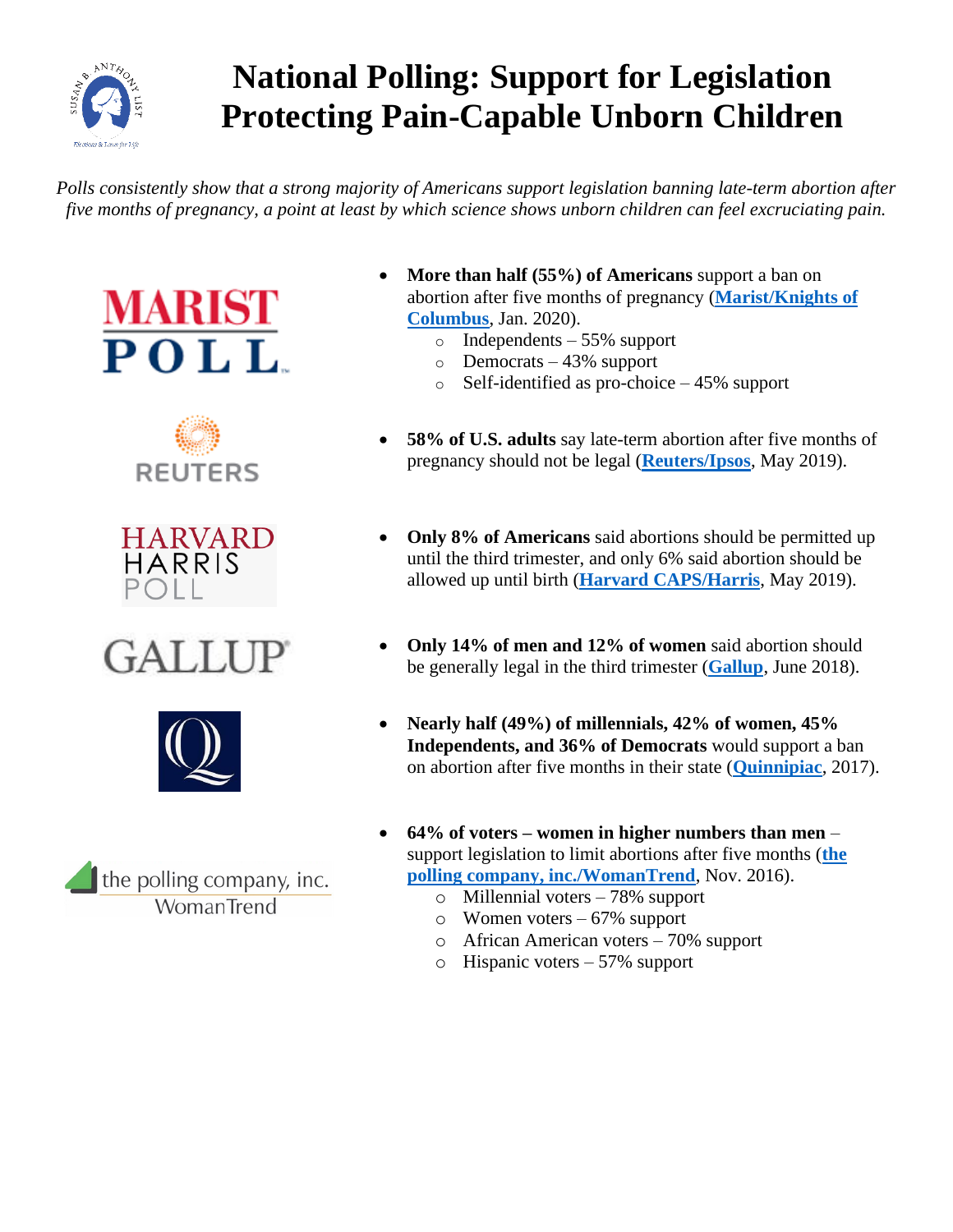# National Polling: Support for Legislation Protecting Pain-Capable Unborn Children

*Polls consistently show that a strong majority of Americans support legislation banning late-term abortion after five months of pregnancy, a point at least by which science shows unborn children can feel excruciating pain.*

- **More than half (55%) of Americans** support a ban on abortion after five months of pregnancy (**Marist/Knights of Columbus**, Jan. 2020).
  - Independents – 55% support
  - Democrats – 43% support
  - Self-identified as pro-choice – 45% support
- **58% of U.S. adults** say late-term abortion after five months of pregnancy should not be legal (**Reuters/Ipsos**, May 2019).
- **Only 8% of Americans** said abortions should be permitted up until the third trimester, and only 6% said abortion should be allowed up until birth (**Harvard CAPS/Harris**, May 2019).
- **Only 14% of men and 12% of women** said abortion should be generally legal in the third trimester (**Gallup**, June 2018).
- **Nearly half (49%) of millennials, 42% of women, 45% Independents, and 36% of Democrats** would support a ban on abortion after five months in their state (**Quinnipiac**, 2017).
- **64% of voters – women in higher numbers than men** – support legislation to limit abortions after five months (**the polling company, inc./WomanTrend**, Nov. 2016).
  - Millennial voters – 78% support
  - Women voters – 67% support
  - African American voters – 70% support
  - Hispanic voters – 57% support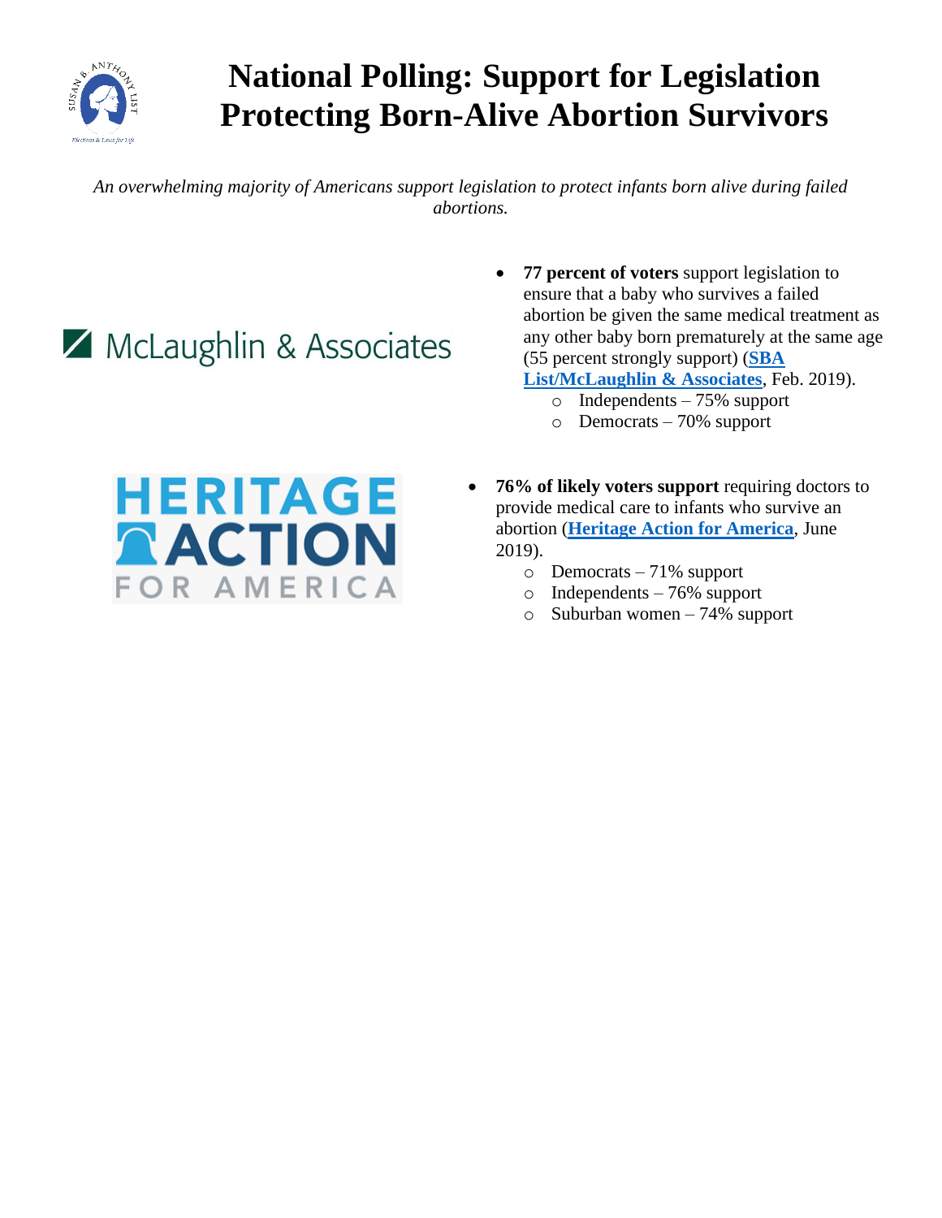# National Polling: Support for Legislation Protecting Born-Alive Abortion Survivors

*An overwhelming majority of Americans support legislation to protect infants born alive during failed abortions.*

McLaughlin & Associates

- **77 percent of voters** support legislation to ensure that a baby who survives a failed abortion be given the same medical treatment as any other baby born prematurely at the same age (55 percent strongly support) (**SBA List/McLaughlin & Associates**, Feb. 2019).
  - Independents – 75% support
  - Democrats – 70% support

HERITAGE ACTION FOR AMERICA

- **76% of likely voters support** requiring doctors to provide medical care to infants who survive an abortion (**Heritage Action for America**, June 2019).
  - Democrats – 71% support
  - Independents – 76% support
  - Suburban women – 74% support